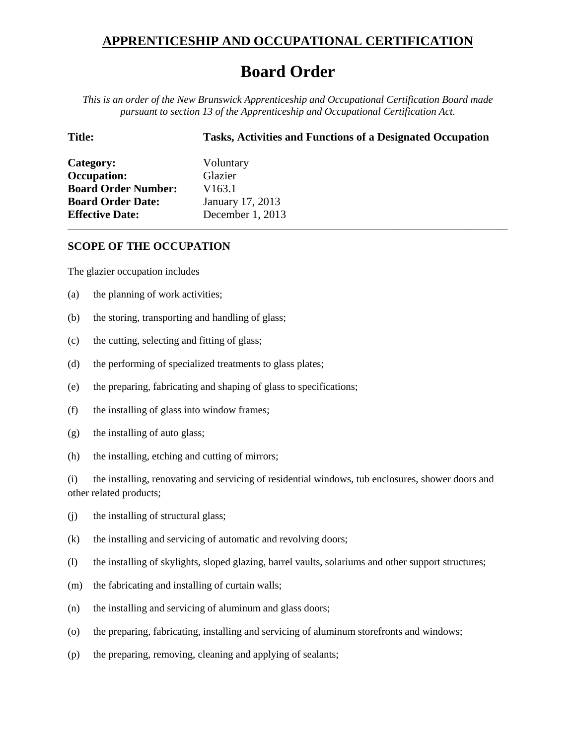## APPRENTICESHIP AND OCCUPATIONAL CERTIFICATION

# Board Order

*This is an order of the New Brunswick Apprenticeship and Occupational Certification Board made pursuant to section 13 of the Apprenticeship and Occupational Certification Act.*

| **Title:** | **Tasks, Activities and Functions of a Designated Occupation** |
|---|---|
| **Category:** | Voluntary |
| **Occupation:** | Glazier |
| **Board Order Number:** | V163.1 |
| **Board Order Date:** | January 17, 2013 |
| **Effective Date:** | December 1, 2013 |

---

### SCOPE OF THE OCCUPATION

The glazier occupation includes

(a) the planning of work activities;

(b) the storing, transporting and handling of glass;

(c) the cutting, selecting and fitting of glass;

(d) the performing of specialized treatments to glass plates;

(e) the preparing, fabricating and shaping of glass to specifications;

(f) the installing of glass into window frames;

(g) the installing of auto glass;

(h) the installing, etching and cutting of mirrors;

(i) the installing, renovating and servicing of residential windows, tub enclosures, shower doors and other related products;

(j) the installing of structural glass;

(k) the installing and servicing of automatic and revolving doors;

(l) the installing of skylights, sloped glazing, barrel vaults, solariums and other support structures;

(m) the fabricating and installing of curtain walls;

(n) the installing and servicing of aluminum and glass doors;

(o) the preparing, fabricating, installing and servicing of aluminum storefronts and windows;

(p) the preparing, removing, cleaning and applying of sealants;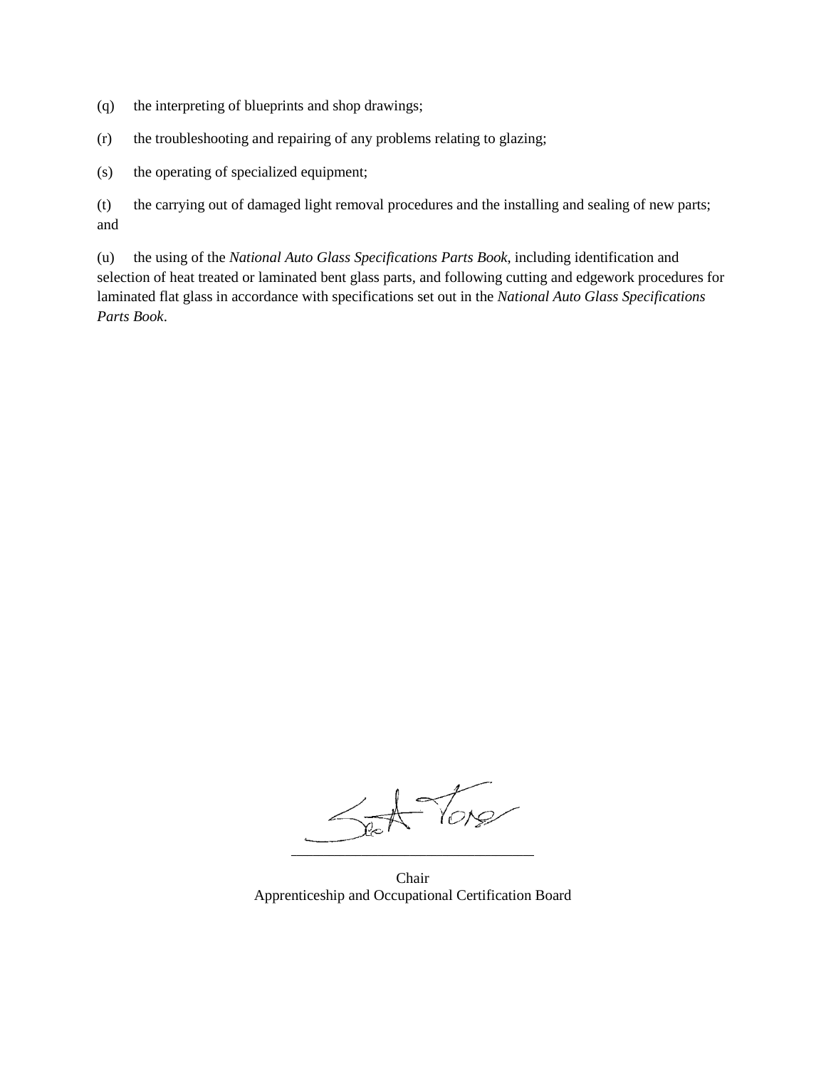(q) the interpreting of blueprints and shop drawings;

(r) the troubleshooting and repairing of any problems relating to glazing;

(s) the operating of specialized equipment;

(t) the carrying out of damaged light removal procedures and the installing and sealing of new parts; and

(u) the using of the *National Auto Glass Specifications Parts Book*, including identification and selection of heat treated or laminated bent glass parts, and following cutting and edgework procedures for laminated flat glass in accordance with specifications set out in the *National Auto Glass Specifications Parts Book*.

\_\_\_\_\_\_\_\_\_\_\_\_\_\_\_\_\_\_\_\_\_\_\_\_\_\_\_\_\_\_\_\_

Chair
Apprenticeship and Occupational Certification Board